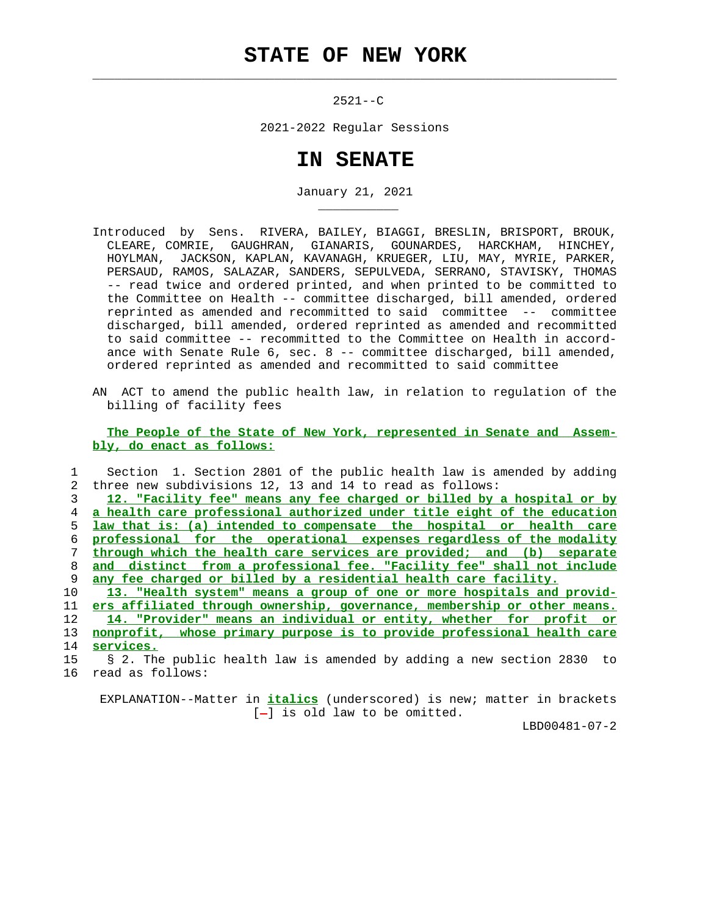# STATE OF NEW YORK

2521--C

2021-2022 Regular Sessions

# IN SENATE

January 21, 2021

Introduced by Sens. RIVERA, BAILEY, BIAGGI, BRESLIN, BRISPORT, BROUK, CLEARE, COMRIE, GAUGHRAN, GIANARIS, GOUNARDES, HARCKHAM, HINCHEY, HOYLMAN, JACKSON, KAPLAN, KAVANAGH, KRUEGER, LIU, MAY, MYRIE, PARKER, PERSAUD, RAMOS, SALAZAR, SANDERS, SEPULVEDA, SERRANO, STAVISKY, THOMAS -- read twice and ordered printed, and when printed to be committed to the Committee on Health -- committee discharged, bill amended, ordered reprinted as amended and recommitted to said committee -- committee discharged, bill amended, ordered reprinted as amended and recommitted to said committee -- recommitted to the Committee on Health in accordance with Senate Rule 6, sec. 8 -- committee discharged, bill amended, ordered reprinted as amended and recommitted to said committee

AN ACT to amend the public health law, in relation to regulation of the billing of facility fees

**The People of the State of New York, represented in Senate and Assembly, do enact as follows:**

1 Section 1. Section 2801 of the public health law is amended by adding
2 three new subdivisions 12, 13 and 14 to read as follows:
3 *12. "Facility fee" means any fee charged or billed by a hospital or by*
4 *a health care professional authorized under title eight of the education*
5 *law that is: (a) intended to compensate the hospital or health care*
6 *professional for the operational expenses regardless of the modality*
7 *through which the health care services are provided; and (b) separate*
8 *and distinct from a professional fee. "Facility fee" shall not include*
9 *any fee charged or billed by a residential health care facility.*
10 *13. "Health system" means a group of one or more hospitals and provid-*
11 *ers affiliated through ownership, governance, membership or other means.*
12 *14. "Provider" means an individual or entity, whether for profit or*
13 *nonprofit, whose primary purpose is to provide professional health care*
14 *services.*
15 § 2. The public health law is amended by adding a new section 2830 to
16 read as follows:

EXPLANATION--Matter in *italics* (underscored) is new; matter in brackets [-] is old law to be omitted.

LBD00481-07-2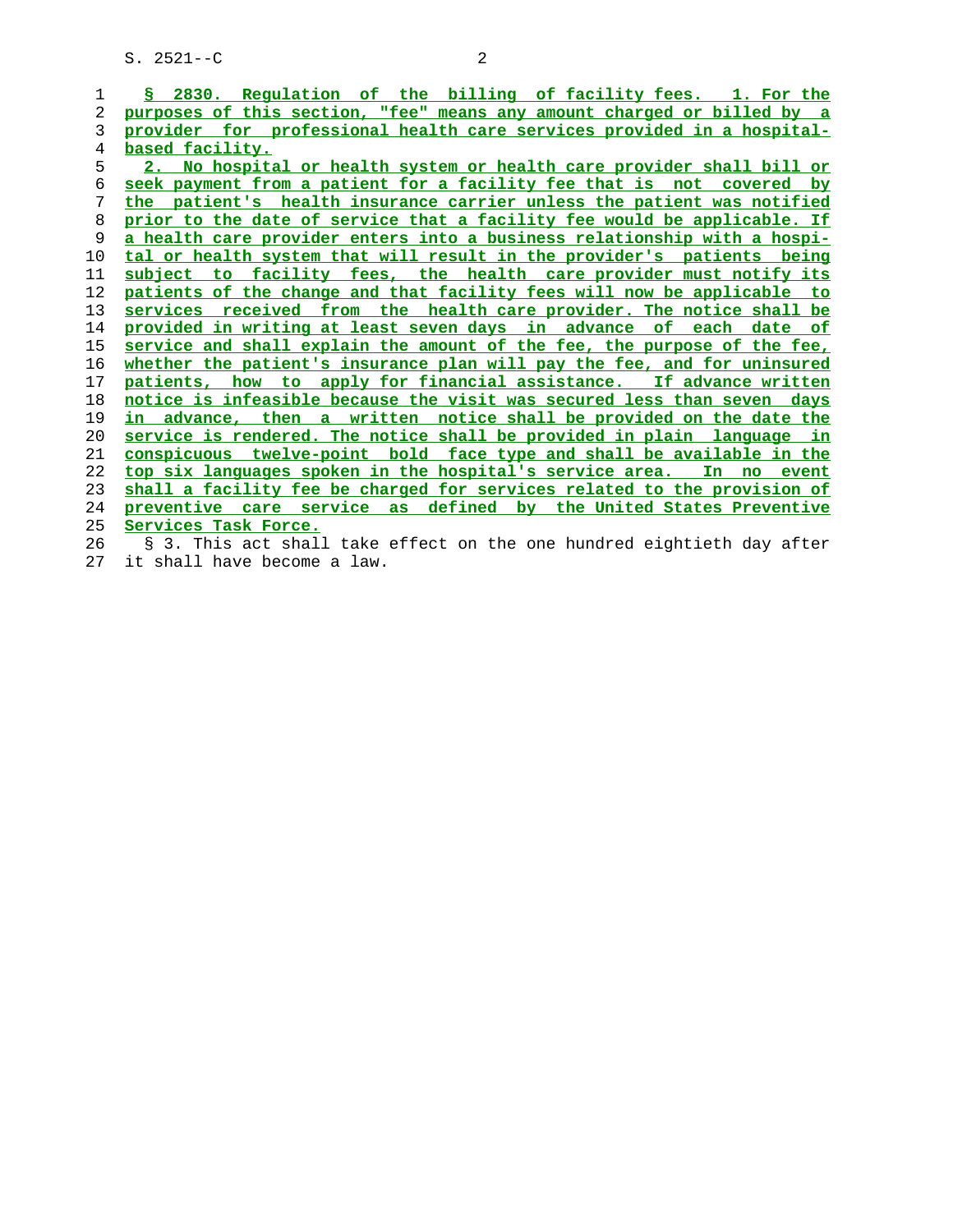§ 2830. Regulation of the billing of facility fees. 1. For the purposes of this section, "fee" means any amount charged or billed by a provider for professional health care services provided in a hospital-based facility.

2. No hospital or health system or health care provider shall bill or seek payment from a patient for a facility fee that is not covered by the patient's health insurance carrier unless the patient was notified prior to the date of service that a facility fee would be applicable. If a health care provider enters into a business relationship with a hospital or health system that will result in the provider's patients being subject to facility fees, the health care provider must notify its patients of the change and that facility fees will now be applicable to services received from the health care provider. The notice shall be provided in writing at least seven days in advance of each date of service and shall explain the amount of the fee, the purpose of the fee, whether the patient's insurance plan will pay the fee, and for uninsured patients, how to apply for financial assistance. If advance written notice is infeasible because the visit was secured less than seven days in advance, then a written notice shall be provided on the date the service is rendered. The notice shall be provided in plain language in conspicuous twelve-point bold face type and shall be available in the top six languages spoken in the hospital's service area. In no event shall a facility fee be charged for services related to the provision of preventive care service as defined by the United States Preventive Services Task Force.

§ 3. This act shall take effect on the one hundred eightieth day after it shall have become a law.